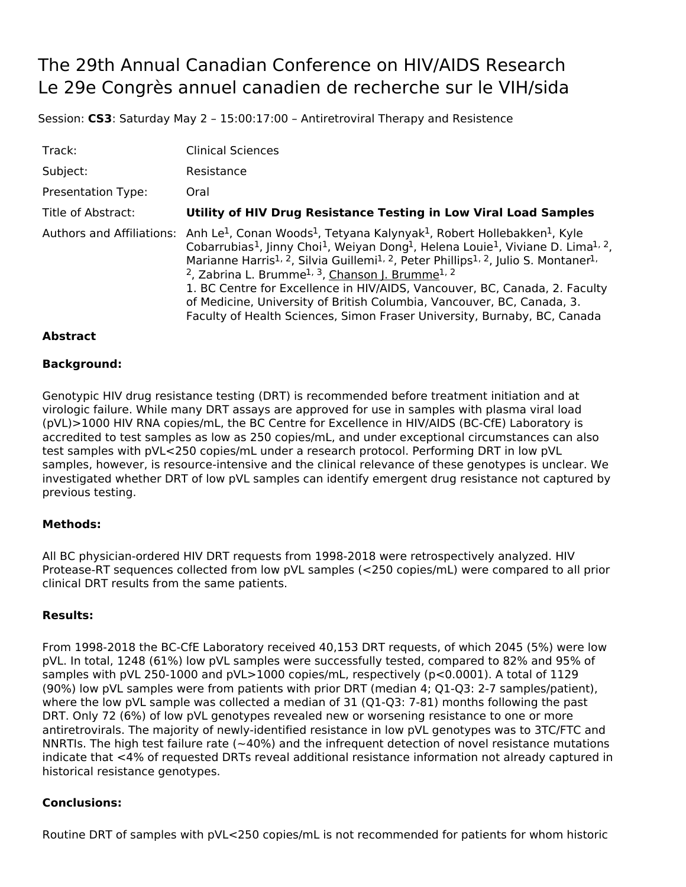# The 29th Annual Canadian Conference on HIV/AIDS Research
# Le 29e Congrès annuel canadien de recherche sur le VIH/sida

Session: **CS3**: Saturday May 2 – 15:00:17:00 – Antiretroviral Therapy and Resistence

| | |
|---|---|
| Track: | Clinical Sciences |
| Subject: | Resistance |
| Presentation Type: | Oral |
| Title of Abstract: | **Utility of HIV Drug Resistance Testing in Low Viral Load Samples** |
| Authors and Affiliations: | Anh Le[1], Conan Woods[1], Tetyana Kalynyak[1], Robert Hollebakken[1], Kyle Cobarrubias[1], Jinny Choi[1], Weiyan Dong[1], Helena Louie[1], Viviane D. Lima[1, 2], Marianne Harris[1, 2], Silvia Guillemi[1, 2], Peter Phillips[1, 2], Julio S. Montaner[1, 2], Zabrina L. Brumme[1, 3], Chanson J. Brumme[1, 2] <br> 1. BC Centre for Excellence in HIV/AIDS, Vancouver, BC, Canada, 2. Faculty of Medicine, University of British Columbia, Vancouver, BC, Canada, 3. Faculty of Health Sciences, Simon Fraser University, Burnaby, BC, Canada |

**Abstract**

**Background:**

Genotypic HIV drug resistance testing (DRT) is recommended before treatment initiation and at virologic failure. While many DRT assays are approved for use in samples with plasma viral load (pVL)>1000 HIV RNA copies/mL, the BC Centre for Excellence in HIV/AIDS (BC-CfE) Laboratory is accredited to test samples as low as 250 copies/mL, and under exceptional circumstances can also test samples with pVL<250 copies/mL under a research protocol. Performing DRT in low pVL samples, however, is resource-intensive and the clinical relevance of these genotypes is unclear. We investigated whether DRT of low pVL samples can identify emergent drug resistance not captured by previous testing.

**Methods:**

All BC physician-ordered HIV DRT requests from 1998-2018 were retrospectively analyzed. HIV Protease-RT sequences collected from low pVL samples (<250 copies/mL) were compared to all prior clinical DRT results from the same patients.

**Results:**

From 1998-2018 the BC-CfE Laboratory received 40,153 DRT requests, of which 2045 (5%) were low pVL. In total, 1248 (61%) low pVL samples were successfully tested, compared to 82% and 95% of samples with pVL 250-1000 and pVL>1000 copies/mL, respectively ($p<0.0001$). A total of 1129 (90%) low pVL samples were from patients with prior DRT (median 4; Q1-Q3: 2-7 samples/patient), where the low pVL sample was collected a median of 31 (Q1-Q3: 7-81) months following the past DRT. Only 72 (6%) of low pVL genotypes revealed new or worsening resistance to one or more antiretrovirals. The majority of newly-identified resistance in low pVL genotypes was to 3TC/FTC and NNRTIs. The high test failure rate (~40%) and the infrequent detection of novel resistance mutations indicate that <4% of requested DRTs reveal additional resistance information not already captured in historical resistance genotypes.

**Conclusions:**

Routine DRT of samples with pVL<250 copies/mL is not recommended for patients for whom historic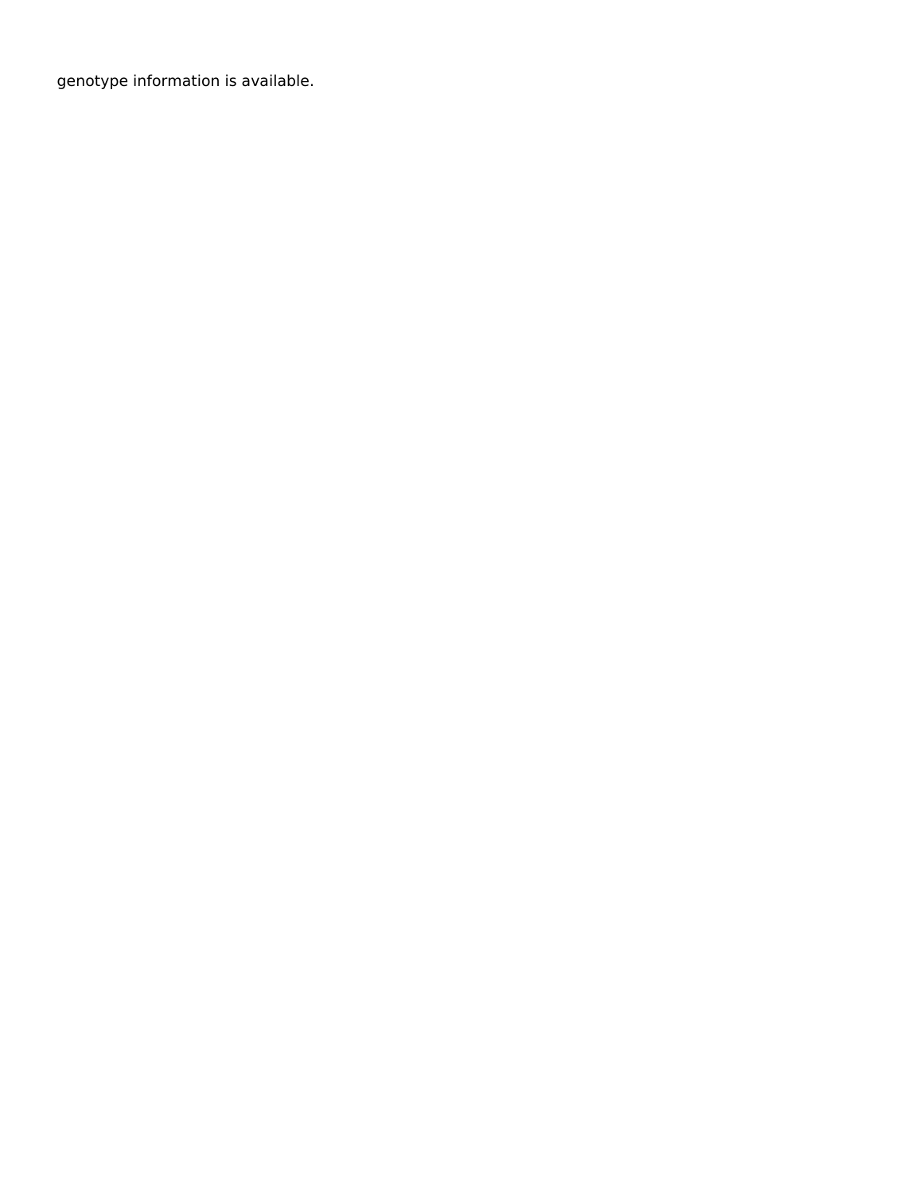genotype information is available.